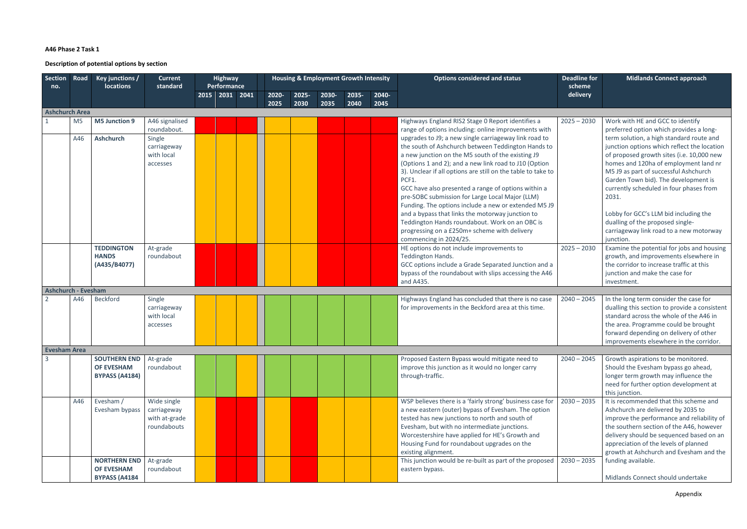**A46 Phase 2 Task 1**

**Description of potential options by section**

| Section no. | Road | Key junctions / locations | Current standard | Highway Performance | | | Housing & Employment Growth Intensity | | | | | Options considered and status | Deadline for scheme delivery | Midlands Connect approach |
|---|---|---|---|---|---|---|---|---|---|---|---|---|---|---|
| | | | | 2015 | 2031 | 2041 | 2020-2025 | 2025-2030 | 2030-2035 | 2035-2040 | 2040-2045 | | | |
| **Ashchurch Area** | | | | | | | | | | | | | | |
| 1 | M5 | **M5 Junction 9** | A46 signalised roundabout. | | | | | | | | | Highways England RIS2 Stage 0 Report identifies a range of options including: online improvements with upgrades to J9; a new single carriageway link road to the south of Ashchurch between Teddington Hands to a new junction on the M5 south of the existing J9 (Options 1 and 2); and a new link road to J10 (Option 3). Unclear if all options are still on the table to take to PCF1. GCC have also presented a range of options within a pre-SOBC submission for Large Local Major (LLM) Funding. The options include a new or extended M5 J9 and a bypass that links the motorway junction to Teddington Hands roundabout. Work on an OBC is progressing on a £250m+ scheme with delivery commencing in 2024/25. | 2025 – 2030 | Work with HE and GCC to identify preferred option which provides a long-term solution, a high standard route and junction options which reflect the location of proposed growth sites (i.e. 10,000 new homes and 120ha of employment land nr M5 J9 as part of successful Ashchurch Garden Town bid). The development is currently scheduled in four phases from 2031. Lobby for GCC's LLM bid including the dualling of the proposed single-carriageway link road to a new motorway junction. |
| | A46 | **Ashchurch** | Single carriageway with local accesses | | | | | | | | | | | |
| | | **TEDDINGTON HANDS (A435/B4077)** | At-grade roundabout | | | | | | | | | HE options do not include improvements to Teddington Hands. GCC options include a Grade Separated Junction and a bypass of the roundabout with slips accessing the A46 and A435. | 2025 – 2030 | Examine the potential for jobs and housing growth, and improvements elsewhere in the corridor to increase traffic at this junction and make the case for investment. |
| **Ashchurch - Evesham** | | | | | | | | | | | | | | |
| 2 | A46 | Beckford | Single carriageway with local accesses | | | | | | | | | Highways England has concluded that there is no case for improvements in the Beckford area at this time. | 2040 – 2045 | In the long term consider the case for dualling this section to provide a consistent standard across the whole of the A46 in the area. Programme could be brought forward depending on delivery of other improvements elsewhere in the corridor. |
| **Evesham Area** | | | | | | | | | | | | | | |
| 3 | | **SOUTHERN END OF EVESHAM BYPASS (A4184)** | At-grade roundabout | | | | | | | | | Proposed Eastern Bypass would mitigate need to improve this junction as it would no longer carry through-traffic. | 2040 – 2045 | Growth aspirations to be monitored. Should the Evesham bypass go ahead, longer term growth may influence the need for further option development at this junction. |
| | A46 | Evesham / Evesham bypass | Wide single carriageway with at-grade roundabouts | | | | | | | | | WSP believes there is a 'fairly strong' business case for a new eastern (outer) bypass of Evesham. The option tested has new junctions to north and south of Evesham, but with no intermediate junctions. Worcestershire have applied for HE's Growth and Housing Fund for roundabout upgrades on the existing alignment. | 2030 – 2035 | It is recommended that this scheme and Ashchurch are delivered by 2035 to improve the performance and reliability of the southern section of the A46, however delivery should be sequenced based on an appreciation of the levels of planned growth at Ashchurch and Evesham and the funding available. Midlands Connect should undertake |
| | | **NORTHERN END OF EVESHAM BYPASS (A4184** | At-grade roundabout | | | | | | | | | This junction would be re-built as part of the proposed eastern bypass. | 2030 – 2035 | |

Appendix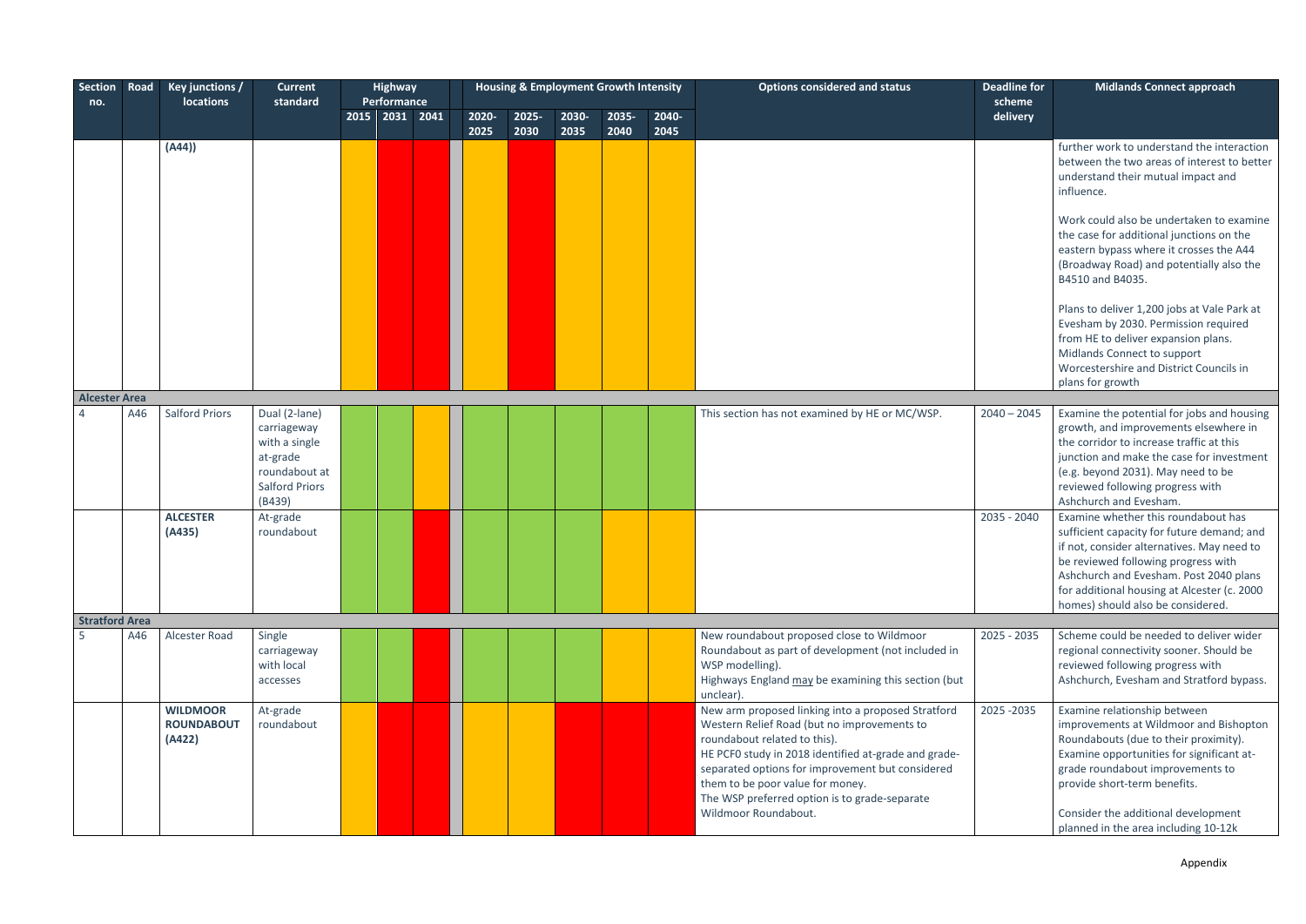| Section no. | Road | Key junctions / locations | Current standard | Highway Performance | | | | Housing & Employment Growth Intensity | | | | | Options considered and status | Deadline for scheme delivery | Midlands Connect approach |
|---|---|---|---|---|---|---|---|---|---|---|---|---|---|---|---|
| | | | | 2015 | 2031 | 2041 | | 2020-2025 | 2025-2030 | 2030-2035 | 2035-2040 | 2040-2045 | | | |
| | | (A44)) | | | | | | | | | | | | | further work to understand the interaction between the two areas of interest to better understand their mutual impact and influence.<br><br>Work could also be undertaken to examine the case for additional junctions on the eastern bypass where it crosses the A44 (Broadway Road) and potentially also the B4510 and B4035.<br><br>Plans to deliver 1,200 jobs at Vale Park at Evesham by 2030. Permission required from HE to deliver expansion plans. Midlands Connect to support Worcestershire and District Councils in plans for growth |
| **Alcester Area** | | | | | | | | | | | | | | | |
| 4 | A46 | Salford Priors | Dual (2-lane) carriageway with a single at-grade roundabout at Salford Priors (B439) | | | | | | | | | | This section has not examined by HE or MC/WSP. | 2040 – 2045 | Examine the potential for jobs and housing growth, and improvements elsewhere in the corridor to increase traffic at this junction and make the case for investment (e.g. beyond 2031). May need to be reviewed following progress with Ashchurch and Evesham. |
| | | **ALCESTER (A435)** | At-grade roundabout | | | | | | | | | | | 2035 - 2040 | Examine whether this roundabout has sufficient capacity for future demand; and if not, consider alternatives. May need to be reviewed following progress with Ashchurch and Evesham. Post 2040 plans for additional housing at Alcester (c. 2000 homes) should also be considered. |
| **Stratford Area** | | | | | | | | | | | | | | | |
| 5 | A46 | Alcester Road | Single carriageway with local accesses | | | | | | | | | | New roundabout proposed close to Wildmoor Roundabout as part of development (not included in WSP modelling).<br>Highways England may be examining this section (but unclear). | 2025 - 2035 | Scheme could be needed to deliver wider regional connectivity sooner. Should be reviewed following progress with Ashchurch, Evesham and Stratford bypass. |
| | | **WILDMOOR ROUNDABOUT (A422)** | At-grade roundabout | | | | | | | | | | New arm proposed linking into a proposed Stratford Western Relief Road (but no improvements to roundabout related to this).<br>HE PCF0 study in 2018 identified at-grade and grade-separated options for improvement but considered them to be poor value for money.<br>The WSP preferred option is to grade-separate Wildmoor Roundabout. | 2025 -2035 | Examine relationship between improvements at Wildmoor and Bishopton Roundabouts (due to their proximity). Examine opportunities for significant at-grade roundabout improvements to provide short-term benefits.<br><br>Consider the additional development planned in the area including 10-12k |

Appendix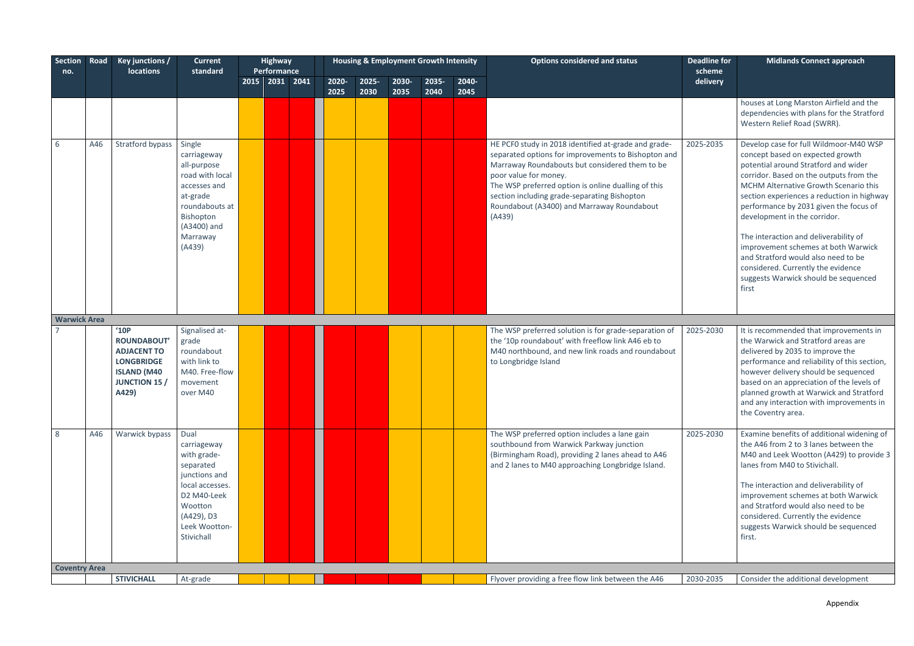| Section no. | Road | Key junctions / locations | Current standard | Highway Performance | | | Housing & Employment Growth Intensity | | | | | Options considered and status | Deadline for scheme delivery | Midlands Connect approach |
|---|---|---|---|---|---|---|---|---|---|---|---|---|---|---|
| | | | | 2015 | 2031 | 2041 | 2020-2025 | 2025-2030 | 2030-2035 | 2035-2040 | 2040-2045 | | | |
| | | | | | | | | | | | | | | houses at Long Marston Airfield and the dependencies with plans for the Stratford Western Relief Road (SWRR). |
| 6 | A46 | Stratford bypass | Single carriageway all-purpose road with local accesses and at-grade roundabouts at Bishopton (A3400) and Marraway (A439) | | | | | | | | | HE PCF0 study in 2018 identified at-grade and grade-separated options for improvements to Bishopton and Marraway Roundabouts but considered them to be poor value for money.<br>The WSP preferred option is online dualling of this section including grade-separating Bishopton Roundabout (A3400) and Marraway Roundabout (A439) | 2025-2035 | Develop case for full Wildmoor-M40 WSP concept based on expected growth potential around Stratford and wider corridor. Based on the outputs from the MCHM Alternative Growth Scenario this section experiences a reduction in highway performance by 2031 given the focus of development in the corridor.<br><br>The interaction and deliverability of improvement schemes at both Warwick and Stratford would also need to be considered. Currently the evidence suggests Warwick should be sequenced first |
| **Warwick Area** | | | | | | | | | | | | | | |
| 7 | | **'10P ROUNDABOUT' ADJACENT TO LONGBRIDGE ISLAND (M40 JUNCTION 15 / A429)** | Signalised at-grade roundabout with link to M40. Free-flow movement over M40 | | | | | | | | | The WSP preferred solution is for grade-separation of the '10p roundabout' with freeflow link A46 eb to M40 northbound, and new link roads and roundabout to Longbridge Island | 2025-2030 | It is recommended that improvements in the Warwick and Stratford areas are delivered by 2035 to improve the performance and reliability of this section, however delivery should be sequenced based on an appreciation of the levels of planned growth at Warwick and Stratford and any interaction with improvements in the Coventry area. |
| 8 | A46 | Warwick bypass | Dual carriageway with grade-separated junctions and local accesses. D2 M40-Leek Wootton (A429), D3 Leek Wootton-Stivichall | | | | | | | | | The WSP preferred option includes a lane gain southbound from Warwick Parkway junction (Birmingham Road), providing 2 lanes ahead to A46 and 2 lanes to M40 approaching Longbridge Island. | 2025-2030 | Examine benefits of additional widening of the A46 from 2 to 3 lanes between the M40 and Leek Wootton (A429) to provide 3 lanes from M40 to Stivichall.<br><br>The interaction and deliverability of improvement schemes at both Warwick and Stratford would also need to be considered. Currently the evidence suggests Warwick should be sequenced first. |
| **Coventry Area** | | | | | | | | | | | | | | |
| | | **STIVICHALL** | At-grade | | | | | | | | | Flyover providing a free flow link between the A46 | 2030-2035 | Consider the additional development |

Appendix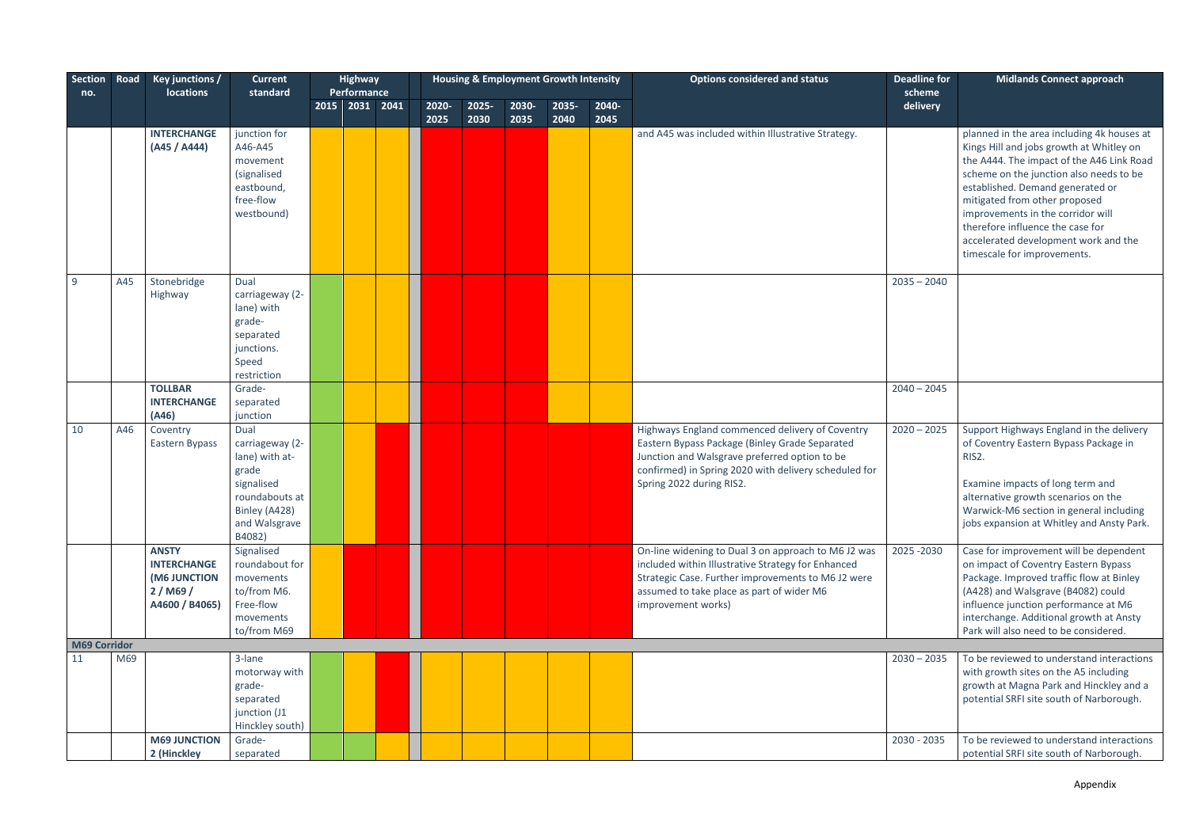| Section no. | Road | Key junctions / locations | Current standard | Highway Performance | | | | Housing & Employment Growth Intensity | | | | | Options considered and status | Deadline for scheme delivery | Midlands Connect approach |
|---|---|---|---|---|---|---|---|---|---|---|---|---|---|---|---|
| | | | | 2015 | 2031 | 2041 | | 2020-2025 | 2025-2030 | 2030-2035 | 2035-2040 | 2040-2045 | | | |
| | | **INTERCHANGE (A45 / A444)** | junction for A46-A45 movement (signalised eastbound, free-flow westbound) | | | | | | | | | | and A45 was included within Illustrative Strategy. | | planned in the area including 4k houses at Kings Hill and jobs growth at Whitley on the A444. The impact of the A46 Link Road scheme on the junction also needs to be established. Demand generated or mitigated from other proposed improvements in the corridor will therefore influence the case for accelerated development work and the timescale for improvements. |
| 9 | A45 | Stonebridge Highway | Dual carriageway (2-lane) with grade-separated junctions. Speed restriction | | | | | | | | | | | 2035 – 2040 | |
| | | **TOLLBAR INTERCHANGE (A46)** | Grade-separated junction | | | | | | | | | | | 2040 – 2045 | |
| 10 | A46 | Coventry Eastern Bypass | Dual carriageway (2-lane) with at-grade signalised roundabouts at Binley (A428) and Walsgrave B4082) | | | | | | | | | | Highways England commenced delivery of Coventry Eastern Bypass Package (Binley Grade Separated Junction and Walsgrave preferred option to be confirmed) in Spring 2020 with delivery scheduled for Spring 2022 during RIS2. | 2020 – 2025 | Support Highways England in the delivery of Coventry Eastern Bypass Package in RIS2. Examine impacts of long term and alternative growth scenarios on the Warwick-M6 section in general including jobs expansion at Whitley and Ansty Park. |
| | | **ANSTY INTERCHANGE (M6 JUNCTION 2 / M69 / A4600 / B4065)** | Signalised roundabout for movements to/from M6. Free-flow movements to/from M69 | | | | | | | | | | On-line widening to Dual 3 on approach to M6 J2 was included within Illustrative Strategy for Enhanced Strategic Case. Further improvements to M6 J2 were assumed to take place as part of wider M6 improvement works) | 2025 -2030 | Case for improvement will be dependent on impact of Coventry Eastern Bypass Package. Improved traffic flow at Binley (A428) and Walsgrave (B4082) could influence junction performance at M6 interchange. Additional growth at Ansty Park will also need to be considered. |
| **M69 Corridor** | | | | | | | | | | | | | | | |
| 11 | M69 | | 3-lane motorway with grade-separated junction (J1 Hinckley south) | | | | | | | | | | | 2030 – 2035 | To be reviewed to understand interactions with growth sites on the A5 including growth at Magna Park and Hinckley and a potential SRFI site south of Narborough. |
| | | **M69 JUNCTION 2 (Hinckley** | Grade-separated | | | | | | | | | | | 2030 - 2035 | To be reviewed to understand interactions potential SRFI site south of Narborough. |

Appendix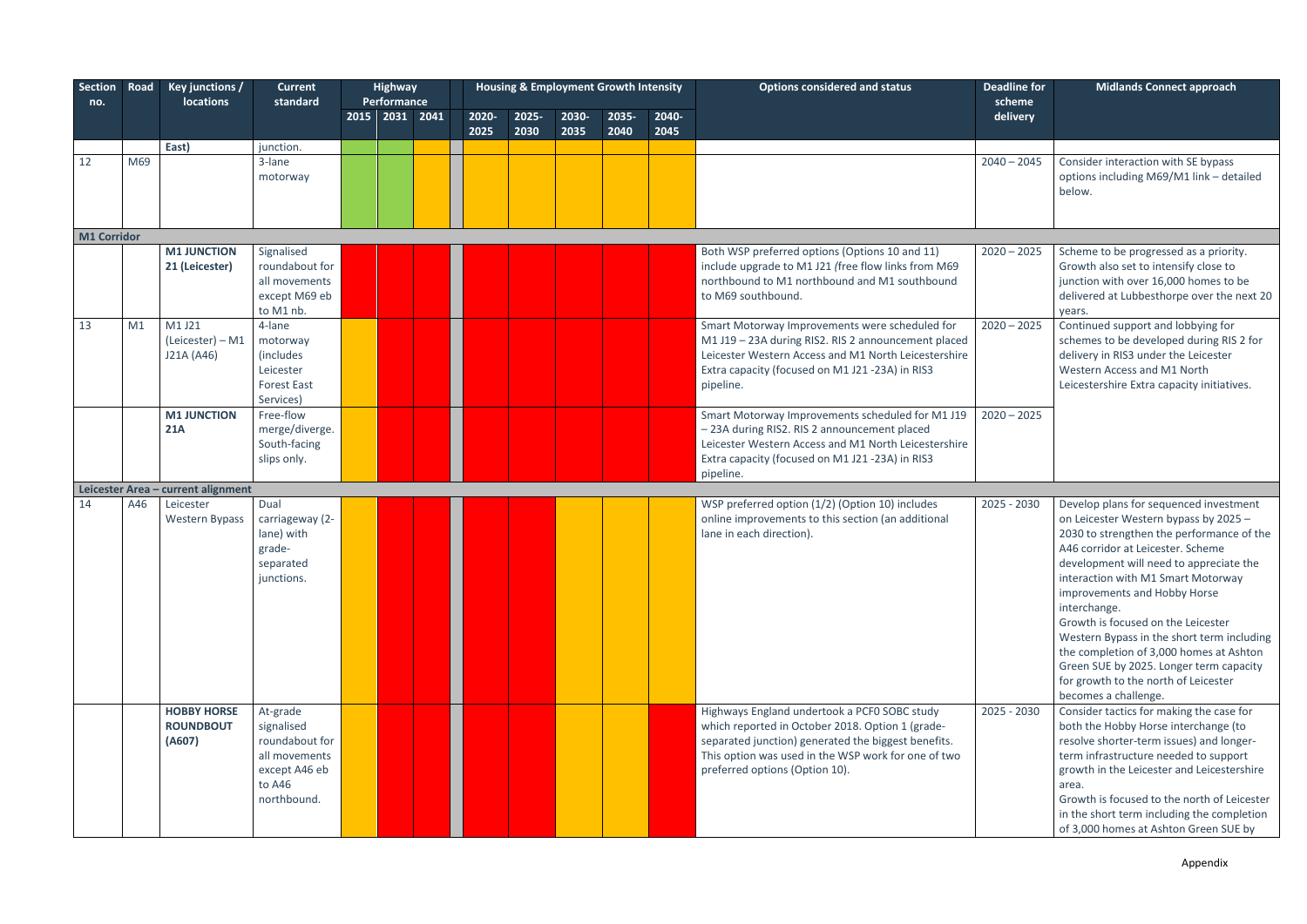| Section no. | Road | Key junctions / locations | Current standard | Highway Performance | | | | Housing & Employment Growth Intensity | | | | | Options considered and status | Deadline for scheme delivery | Midlands Connect approach |
|---|---|---|---|---|---|---|---|---|---|---|---|---|---|---|---|
| | | | | 2015 | 2031 | 2041 | | 2020-2025 | 2025-2030 | 2030-2035 | 2035-2040 | 2040-2045 | | | |
| | | East) | junction. | | | | | | | | | | | | |
| 12 | M69 | | 3-lane motorway | | | | | | | | | | | 2040 – 2045 | Consider interaction with SE bypass options including M69/M1 link – detailed below. |
| **M1 Corridor** | | | | | | | | | | | | | | | |
| | | **M1 JUNCTION 21 (Leicester)** | Signalised roundabout for all movements except M69 eb to M1 nb. | | | | | | | | | | Both WSP preferred options (Options 10 and 11) include upgrade to M1 J21 (free flow links from M69 northbound to M1 northbound and M1 southbound to M69 southbound. | 2020 – 2025 | Scheme to be progressed as a priority. Growth also set to intensify close to junction with over 16,000 homes to be delivered at Lubbesthorpe over the next 20 years. |
| 13 | M1 | M1 J21 (Leicester) – M1 J21A (A46) | 4-lane motorway (includes Leicester Forest East Services) | | | | | | | | | | Smart Motorway Improvements were scheduled for M1 J19 – 23A during RIS2. RIS 2 announcement placed Leicester Western Access and M1 North Leicestershire Extra capacity (focused on M1 J21 -23A) in RIS3 pipeline. | 2020 – 2025 | Continued support and lobbying for schemes to be developed during RIS 2 for delivery in RIS3 under the Leicester Western Access and M1 North Leicestershire Extra capacity initiatives. |
| | | **M1 JUNCTION 21A** | Free-flow merge/diverge. South-facing slips only. | | | | | | | | | | Smart Motorway Improvements scheduled for M1 J19 – 23A during RIS2. RIS 2 announcement placed Leicester Western Access and M1 North Leicestershire Extra capacity (focused on M1 J21 -23A) in RIS3 pipeline. | 2020 – 2025 | |
| **Leicester Area – current alignment** | | | | | | | | | | | | | | | |
| 14 | A46 | Leicester Western Bypass | Dual carriageway (2-lane) with grade-separated junctions. | | | | | | | | | | WSP preferred option (1/2) (Option 10) includes online improvements to this section (an additional lane in each direction). | 2025 - 2030 | Develop plans for sequenced investment on Leicester Western bypass by 2025 – 2030 to strengthen the performance of the A46 corridor at Leicester. Scheme development will need to appreciate the interaction with M1 Smart Motorway improvements and Hobby Horse interchange. Growth is focused on the Leicester Western Bypass in the short term including the completion of 3,000 homes at Ashton Green SUE by 2025. Longer term capacity for growth to the north of Leicester becomes a challenge. |
| | | **HOBBY HORSE ROUNDBOUT (A607)** | At-grade signalised roundabout for all movements except A46 eb to A46 northbound. | | | | | | | | | | Highways England undertook a PCF0 SOBC study which reported in October 2018. Option 1 (grade-separated junction) generated the biggest benefits. This option was used in the WSP work for one of two preferred options (Option 10). | 2025 - 2030 | Consider tactics for making the case for both the Hobby Horse interchange (to resolve shorter-term issues) and longer-term infrastructure needed to support growth in the Leicester and Leicestershire area. Growth is focused to the north of Leicester in the short term including the completion of 3,000 homes at Ashton Green SUE by |

Appendix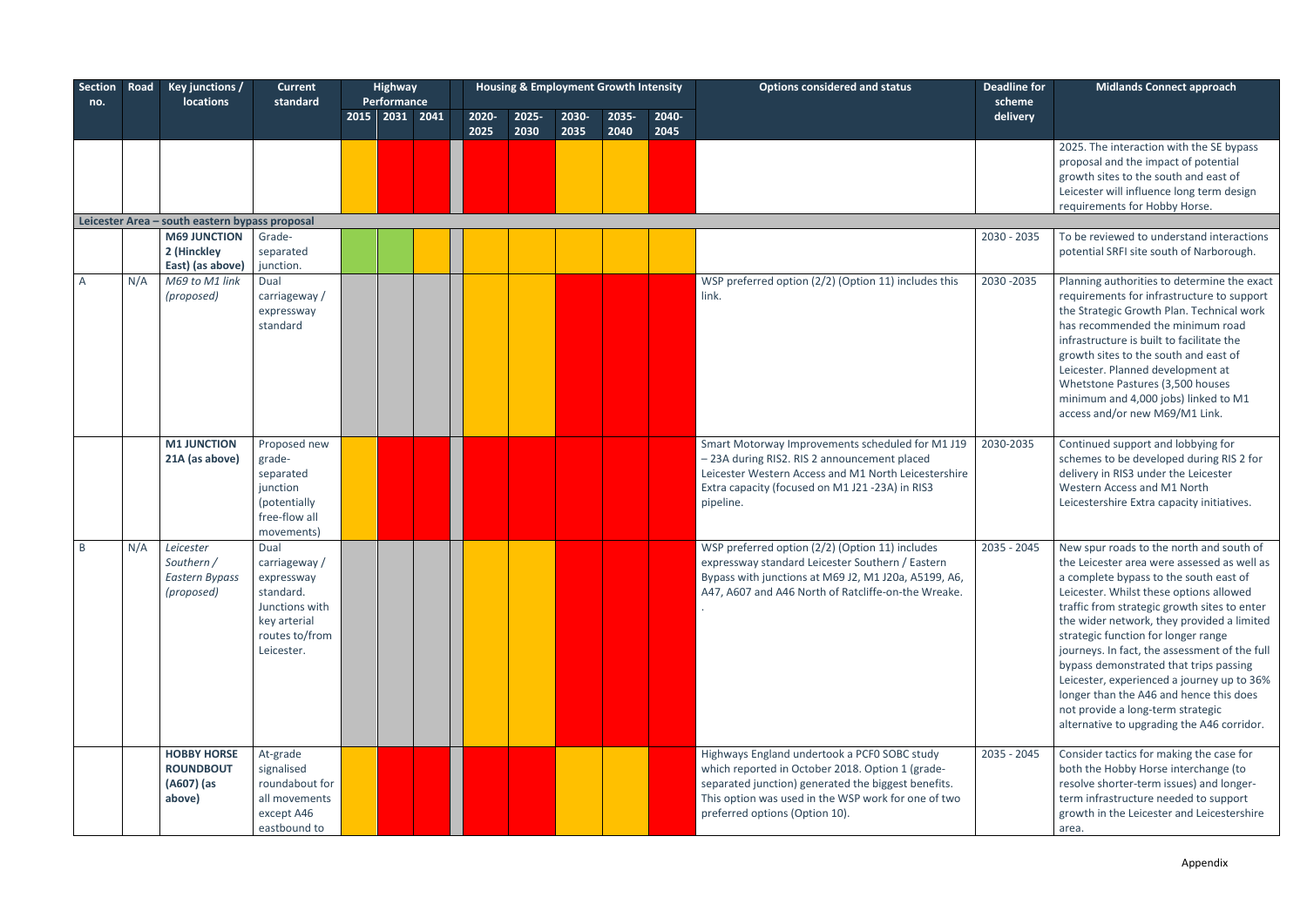| Section no. | Road | Key junctions / locations | Current standard | Highway Performance | | | | Housing & Employment Growth Intensity | | | | | Options considered and status | Deadline for scheme delivery | Midlands Connect approach |
|---|---|---|---|---|---|---|---|---|---|---|---|---|---|---|---|
| | | | | 2015 | 2031 | 2041 | | 2020-2025 | 2025-2030 | 2030-2035 | 2035-2040 | 2040-2045 | | | |
| | | | | | | | | | | | | | | | 2025. The interaction with the SE bypass proposal and the impact of potential growth sites to the south and east of Leicester will influence long term design requirements for Hobby Horse. |
| **Leicester Area – south eastern bypass proposal** | | | | | | | | | | | | | | | |
| | | **M69 JUNCTION 2 (Hinckley East) (as above)** | Grade-separated junction. | | | | | | | | | | | 2030 - 2035 | To be reviewed to understand interactions potential SRFI site south of Narborough. |
| A | N/A | *M69 to M1 link (proposed)* | Dual carriageway / expressway standard | | | | | | | | | | WSP preferred option (2/2) (Option 11) includes this link. | 2030 -2035 | Planning authorities to determine the exact requirements for infrastructure to support the Strategic Growth Plan. Technical work has recommended the minimum road infrastructure is built to facilitate the growth sites to the south and east of Leicester. Planned development at Whetstone Pastures (3,500 houses minimum and 4,000 jobs) linked to M1 access and/or new M69/M1 Link. |
| | | **M1 JUNCTION 21A (as above)** | Proposed new grade-separated junction (potentially free-flow all movements) | | | | | | | | | | Smart Motorway Improvements scheduled for M1 J19 – 23A during RIS2. RIS 2 announcement placed Leicester Western Access and M1 North Leicestershire Extra capacity (focused on M1 J21 -23A) in RIS3 pipeline. | 2030-2035 | Continued support and lobbying for schemes to be developed during RIS 2 for delivery in RIS3 under the Leicester Western Access and M1 North Leicestershire Extra capacity initiatives. |
| B | N/A | *Leicester Southern / Eastern Bypass (proposed)* | Dual carriageway / expressway standard. Junctions with key arterial routes to/from Leicester. | | | | | | | | | | WSP preferred option (2/2) (Option 11) includes expressway standard Leicester Southern / Eastern Bypass with junctions at M69 J2, M1 J20a, A5199, A6, A47, A607 and A46 North of Ratcliffe-on-the Wreake. . | 2035 - 2045 | New spur roads to the north and south of the Leicester area were assessed as well as a complete bypass to the south east of Leicester. Whilst these options allowed traffic from strategic growth sites to enter the wider network, they provided a limited strategic function for longer range journeys. In fact, the assessment of the full bypass demonstrated that trips passing Leicester, experienced a journey up to 36% longer than the A46 and hence this does not provide a long-term strategic alternative to upgrading the A46 corridor. |
| | | **HOBBY HORSE ROUNDBOUT (A607) (as above)** | At-grade signalised roundabout for all movements except A46 eastbound to | | | | | | | | | | Highways England undertook a PCF0 SOBC study which reported in October 2018. Option 1 (grade-separated junction) generated the biggest benefits. This option was used in the WSP work for one of two preferred options (Option 10). | 2035 - 2045 | Consider tactics for making the case for both the Hobby Horse interchange (to resolve shorter-term issues) and longer-term infrastructure needed to support growth in the Leicester and Leicestershire area. |

Appendix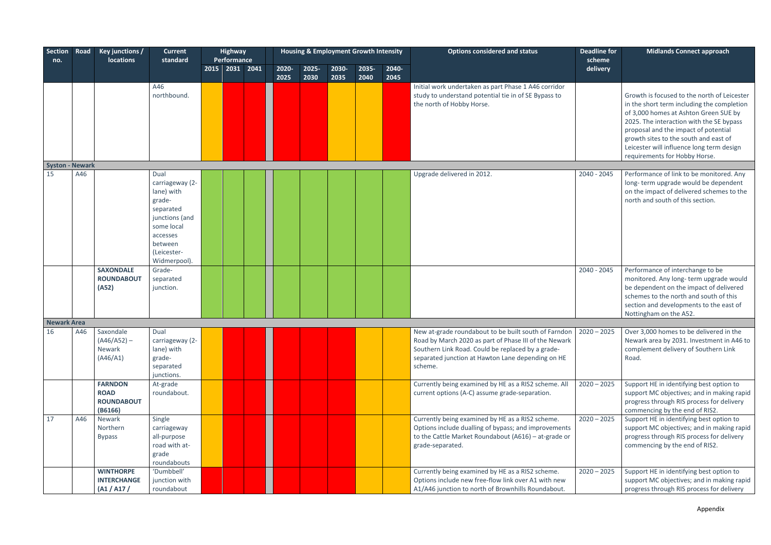| Section no. | Road | Key junctions / locations | Current standard | Highway Performance | | | | Housing & Employment Growth Intensity | | | | | Options considered and status | Deadline for scheme delivery | Midlands Connect approach |
|---|---|---|---|---|---|---|---|---|---|---|---|---|---|---|---|
| | | | | 2015 | 2031 | 2041 | | 2020-2025 | 2025-2030 | 2030-2035 | 2035-2040 | 2040-2045 | | | |
| | | | A46 northbound. | | | | | | | | | | Initial work undertaken as part Phase 1 A46 corridor study to understand potential tie in of SE Bypass to the north of Hobby Horse. | | Growth is focused to the north of Leicester in the short term including the completion of 3,000 homes at Ashton Green SUE by 2025. The interaction with the SE bypass proposal and the impact of potential growth sites to the south and east of Leicester will influence long term design requirements for Hobby Horse. |
| **Syston - Newark** | | | | | | | | | | | | | | | |
| 15 | A46 | | Dual carriageway (2-lane) with grade-separated junctions (and some local accesses between (Leicester-Widmerpool). | | | | | | | | | | Upgrade delivered in 2012. | 2040 - 2045 | Performance of link to be monitored. Any long- term upgrade would be dependent on the impact of delivered schemes to the north and south of this section. |
| | | **SAXONDALE ROUNDABOUT (A52)** | Grade-separated junction. | | | | | | | | | | | 2040 - 2045 | Performance of interchange to be monitored. Any long- term upgrade would be dependent on the impact of delivered schemes to the north and south of this section and developments to the east of Nottingham on the A52. |
| **Newark Area** | | | | | | | | | | | | | | | |
| 16 | A46 | Saxondale (A46/A52) – Newark (A46/A1) | Dual carriageway (2-lane) with grade-separated junctions. | | | | | | | | | | New at-grade roundabout to be built south of Farndon Road by March 2020 as part of Phase III of the Newark Southern Link Road. Could be replaced by a grade-separated junction at Hawton Lane depending on HE scheme. | 2020 – 2025 | Over 3,000 homes to be delivered in the Newark area by 2031. Investment in A46 to complement delivery of Southern Link Road. |
| | | **FARNDON ROAD ROUNDABOUT (B6166)** | At-grade roundabout. | | | | | | | | | | Currently being examined by HE as a RIS2 scheme. All current options (A-C) assume grade-separation. | 2020 – 2025 | Support HE in identifying best option to support MC objectives; and in making rapid progress through RIS process for delivery commencing by the end of RIS2. |
| 17 | A46 | Newark Northern Bypass | Single carriageway all-purpose road with at-grade roundabouts | | | | | | | | | | Currently being examined by HE as a RIS2 scheme. Options include dualling of bypass; and improvements to the Cattle Market Roundabout (A616) – at-grade or grade-separated. | 2020 – 2025 | Support HE in identifying best option to support MC objectives; and in making rapid progress through RIS process for delivery commencing by the end of RIS2. |
| | | **WINTHORPE INTERCHANGE (A1 / A17 /** | 'Dumbbell' junction with roundabout | | | | | | | | | | Currently being examined by HE as a RIS2 scheme. Options include new free-flow link over A1 with new A1/A46 junction to north of Brownhills Roundabout. | 2020 – 2025 | Support HE in identifying best option to support MC objectives; and in making rapid progress through RIS process for delivery |

Appendix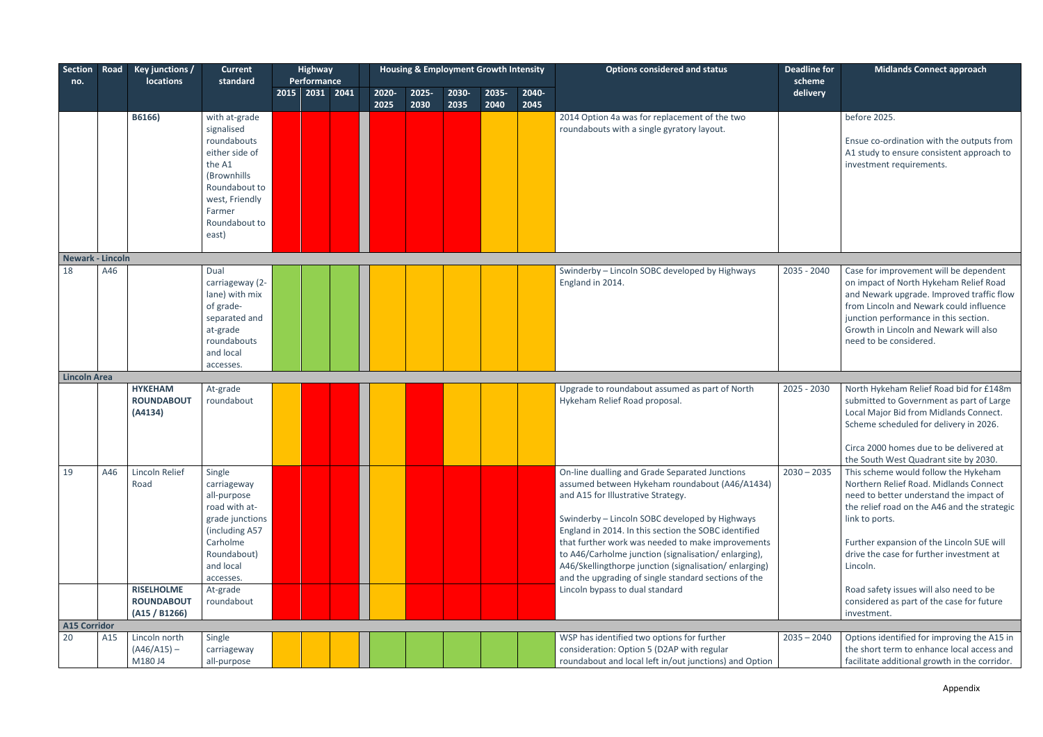| Section no. | Road | Key junctions / locations | Current standard | Highway Performance | | | Housing & Employment Growth Intensity | | | | | Options considered and status | Deadline for scheme delivery | Midlands Connect approach |
|---|---|---|---|---|---|---|---|---|---|---|---|---|---|---|
| | | | | 2015 | 2031 | 2041 | 2020-2025 | 2025-2030 | 2030-2035 | 2035-2040 | 2040-2045 | | | |
| | | **B6166)** | with at-grade signalised roundabouts either side of the A1 (Brownhills Roundabout to west, Friendly Farmer Roundabout to east) | | | | | | | | | 2014 Option 4a was for replacement of the two roundabouts with a single gyratory layout. | | before 2025. Ensue co-ordination with the outputs from A1 study to ensure consistent approach to investment requirements. |
| **Newark - Lincoln** | | | | | | | | | | | | | | |
| 18 | A46 | | Dual carriageway (2-lane) with mix of grade-separated and at-grade roundabouts and local accesses. | | | | | | | | | Swinderby – Lincoln SOBC developed by Highways England in 2014. | 2035 - 2040 | Case for improvement will be dependent on impact of North Hykeham Relief Road and Newark upgrade. Improved traffic flow from Lincoln and Newark could influence junction performance in this section. Growth in Lincoln and Newark will also need to be considered. |
| **Lincoln Area** | | | | | | | | | | | | | | |
| | | **HYKEHAM ROUNDABOUT (A4134)** | At-grade roundabout | | | | | | | | | Upgrade to roundabout assumed as part of North Hykeham Relief Road proposal. | 2025 - 2030 | North Hykeham Relief Road bid for £148m submitted to Government as part of Large Local Major Bid from Midlands Connect. Scheme scheduled for delivery in 2026. Circa 2000 homes due to be delivered at the South West Quadrant site by 2030. |
| 19 | A46 | Lincoln Relief Road | Single carriageway all-purpose road with at-grade junctions (including A57 Carholme Roundabout) and local accesses. | | | | | | | | | On-line dualling and Grade Separated Junctions assumed between Hykeham roundabout (A46/A1434) and A15 for Illustrative Strategy. Swinderby – Lincoln SOBC developed by Highways England in 2014. In this section the SOBC identified that further work was needed to make improvements to A46/Carholme junction (signalisation/ enlarging), A46/Skellingthorpe junction (signalisation/ enlarging) and the upgrading of single standard sections of the Lincoln bypass to dual standard | 2030 – 2035 | This scheme would follow the Hykeham Northern Relief Road. Midlands Connect need to better understand the impact of the relief road on the A46 and the strategic link to ports. Further expansion of the Lincoln SUE will drive the case for further investment at Lincoln. Road safety issues will also need to be considered as part of the case for future investment. |
| | | **RISELHOLME ROUNDABOUT (A15 / B1266)** | At-grade roundabout | | | | | | | | | | | |
| **A15 Corridor** | | | | | | | | | | | | | | |
| 20 | A15 | Lincoln north (A46/A15) – M180 J4 | Single carriageway all-purpose | | | | | | | | | WSP has identified two options for further consideration: Option 5 (D2AP with regular roundabout and local left in/out junctions) and Option | 2035 – 2040 | Options identified for improving the A15 in the short term to enhance local access and facilitate additional growth in the corridor. |

Appendix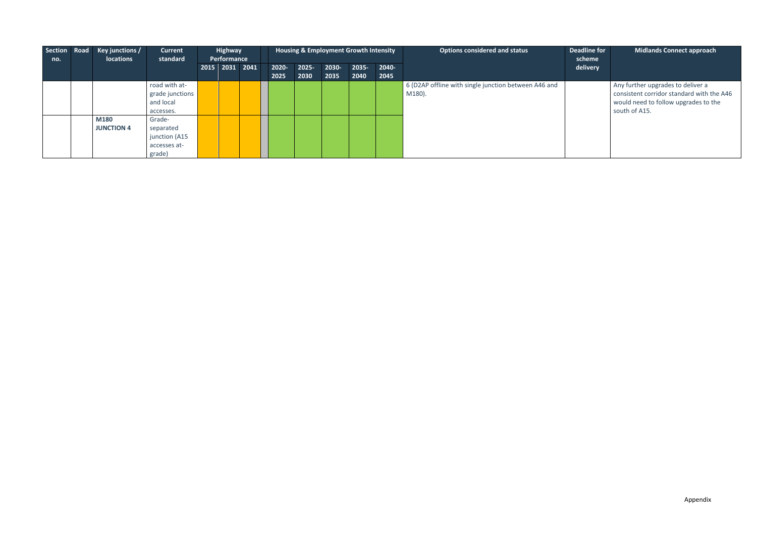| Section no. | Road | Key junctions / locations | Current standard | Highway Performance | | | | Housing & Employment Growth Intensity | | | | | Options considered and status | Deadline for scheme delivery | Midlands Connect approach |
|---|---|---|---|---|---|---|---|---|---|---|---|---|---|---|---|
| | | | | 2015 | 2031 | 2041 | | 2020-2025 | 2025-2030 | 2030-2035 | 2035-2040 | 2040-2045 | | | |
| | | | road with at-grade junctions and local accesses. | | | | | | | | | | 6 (D2AP offline with single junction between A46 and M180). | | Any further upgrades to deliver a consistent corridor standard with the A46 would need to follow upgrades to the south of A15. |
| | | **M180 JUNCTION 4** | Grade-separated junction (A15 accesses at-grade) | | | | | | | | | | | | |

Appendix